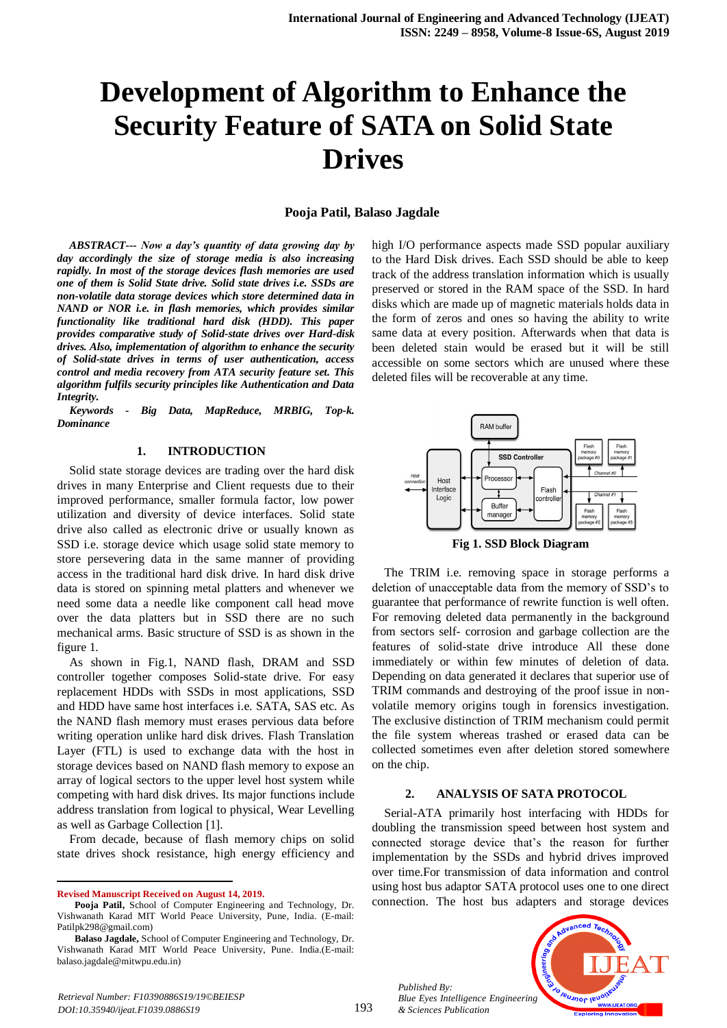# Development of Algorithm to Enhance the Security Feature of SATA on Solid State Drives

**Pooja Patil, Balaso Jagdale**

***ABSTRACT--- Now a day's quantity of data growing day by day accordingly the size of storage media is also increasing rapidly. In most of the storage devices flash memories are used one of them is Solid State drive. Solid state drives i.e. SSDs are non-volatile data storage devices which store determined data in NAND or NOR i.e. in flash memories, which provides similar functionality like traditional hard disk (HDD). This paper provides comparative study of Solid-state drives over Hard-disk drives. Also, implementation of algorithm to enhance the security of Solid-state drives in terms of user authentication, access control and media recovery from ATA security feature set. This algorithm fulfils security principles like Authentication and Data Integrity.***

***Keywords - Big Data, MapReduce, MRBIG, Top-k. Dominance***

## 1. INTRODUCTION

Solid state storage devices are trading over the hard disk drives in many Enterprise and Client requests due to their improved performance, smaller formula factor, low power utilization and diversity of device interfaces. Solid state drive also called as electronic drive or usually known as SSD i.e. storage device which usage solid state memory to store persevering data in the same manner of providing access in the traditional hard disk drive. In hard disk drive data is stored on spinning metal platters and whenever we need some data a needle like component call head move over the data platters but in SSD there are no such mechanical arms. Basic structure of SSD is as shown in the figure 1.

As shown in Fig.1, NAND flash, DRAM and SSD controller together composes Solid-state drive. For easy replacement HDDs with SSDs in most applications, SSD and HDD have same host interfaces i.e. SATA, SAS etc. As the NAND flash memory must erases pervious data before writing operation unlike hard disk drives. Flash Translation Layer (FTL) is used to exchange data with the host in storage devices based on NAND flash memory to expose an array of logical sectors to the upper level host system while competing with hard disk drives. Its major functions include address translation from logical to physical, Wear Levelling as well as Garbage Collection [1].

From decade, because of flash memory chips on solid state drives shock resistance, high energy efficiency and high I/O performance aspects made SSD popular auxiliary to the Hard Disk drives. Each SSD should be able to keep track of the address translation information which is usually preserved or stored in the RAM space of the SSD. In hard disks which are made up of magnetic materials holds data in the form of zeros and ones so having the ability to write same data at every position. Afterwards when that data is been deleted stain would be erased but it will be still accessible on some sectors which are unused where these deleted files will be recoverable at any time.

**Fig 1. SSD Block Diagram**

The TRIM i.e. removing space in storage performs a deletion of unacceptable data from the memory of SSD's to guarantee that performance of rewrite function is well often. For removing deleted data permanently in the background from sectors self- corrosion and garbage collection are the features of solid-state drive introduce All these done immediately or within few minutes of deletion of data. Depending on data generated it declares that superior use of TRIM commands and destroying of the proof issue in non-volatile memory origins tough in forensics investigation. The exclusive distinction of TRIM mechanism could permit the file system whereas trashed or erased data can be collected sometimes even after deletion stored somewhere on the chip.

## 2. ANALYSIS OF SATA PROTOCOL

Serial-ATA primarily host interfacing with HDDs for doubling the transmission speed between host system and connected storage device that's the reason for further implementation by the SSDs and hybrid drives improved over time.For transmission of data information and control using host bus adaptor SATA protocol uses one to one direct connection. The host bus adapters and storage devices

---

**Revised Manuscript Received on August 14, 2019.**

**Pooja Patil,** School of Computer Engineering and Technology, Dr. Vishwanath Karad MIT World Peace University, Pune, India. (E-mail: Patilpk298@gmail.com)

**Balaso Jagdale,** School of Computer Engineering and Technology, Dr. Vishwanath Karad MIT World Peace University, Pune. India.(E-mail: balaso.jagdale@mitwpu.edu.in)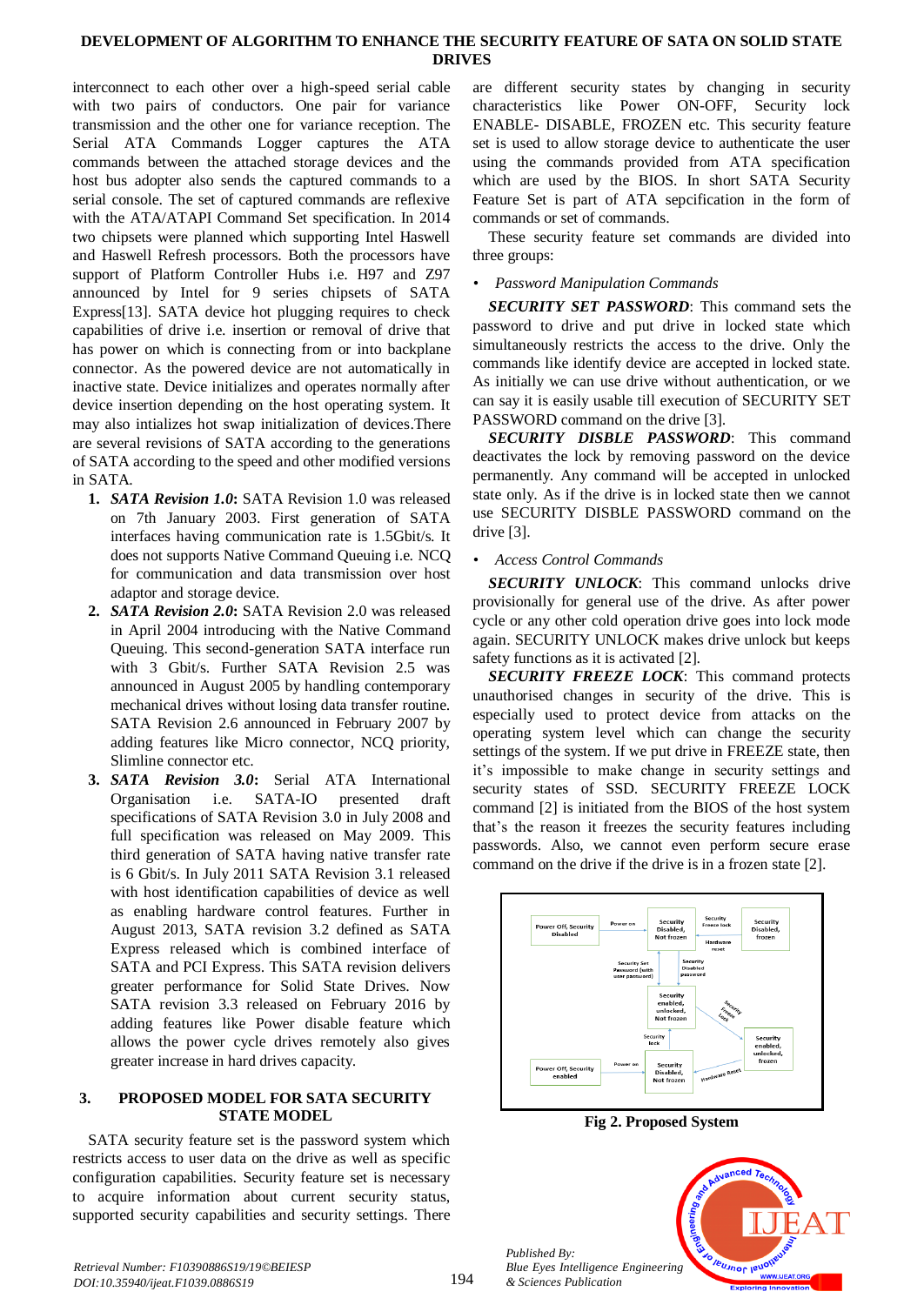interconnect to each other over a high-speed serial cable with two pairs of conductors. One pair for variance transmission and the other one for variance reception. The Serial ATA Commands Logger captures the ATA commands between the attached storage devices and the host bus adapter also sends the captured commands to a serial console. The set of captured commands are reflexive with the ATA/ATAPI Command Set specification. In 2014 two chipsets were planned which supporting Intel Haswell and Haswell Refresh processors. Both the processors have support of Platform Controller Hubs i.e. H97 and Z97 announced by Intel for 9 series chipsets of SATA Express[13]. SATA device hot plugging requires to check capabilities of drive i.e. insertion or removal of drive that has power on which is connecting from or into backplane connector. As the powered device are not automatically in inactive state. Device initializes and operates normally after device insertion depending on the host operating system. It may also intializes hot swap initialization of devices.There are several revisions of SATA according to the generations of SATA according to the speed and other modified versions in SATA.

1. ***SATA Revision 1.0*:** SATA Revision 1.0 was released on 7th January 2003. First generation of SATA interfaces having communication rate is 1.5Gbit/s. It does not supports Native Command Queuing i.e. NCQ for communication and data transmission over host adaptor and storage device.
2. ***SATA Revision 2.0*:** SATA Revision 2.0 was released in April 2004 introducing with the Native Command Queuing. This second-generation SATA interface run with 3 Gbit/s. Further SATA Revision 2.5 was announced in August 2005 by handling contemporary mechanical drives without losing data transfer routine. SATA Revision 2.6 announced in February 2007 by adding features like Micro connector, NCQ priority, Slimline connector etc.
3. ***SATA Revision 3.0*:** Serial ATA International Organisation i.e. SATA-IO presented draft specifications of SATA Revision 3.0 in July 2008 and full specification was released on May 2009. This third generation of SATA having native transfer rate is 6 Gbit/s. In July 2011 SATA Revision 3.1 released with host identification capabilities of device as well as enabling hardware control features. Further in August 2013, SATA revision 3.2 defined as SATA Express released which is combined interface of SATA and PCI Express. This SATA revision delivers greater performance for Solid State Drives. Now SATA revision 3.3 released on February 2016 by adding features like Power disable feature which allows the power cycle drives remotely also gives greater increase in hard drives capacity.

## 3. PROPOSED MODEL FOR SATA SECURITY STATE MODEL

SATA security feature set is the password system which restricts access to user data on the drive as well as specific configuration capabilities. Security feature set is necessary to acquire information about current security status, supported security capabilities and security settings. There are different security states by changing in security characteristics like Power ON-OFF, Security lock ENABLE- DISABLE, FROZEN etc. This security feature set is used to allow storage device to authenticate the user using the commands provided from ATA specification which are used by the BIOS. In short SATA Security Feature Set is part of ATA sepcification in the form of commands or set of commands.

These security feature set commands are divided into three groups:

- *Password Manipulation Commands*

***SECURITY SET PASSWORD***: This command sets the password to drive and put drive in locked state which simultaneously restricts the access to the drive. Only the commands like identify device are accepted in locked state. As initially we can use drive without authentication, or we can say it is easily usable till execution of SECURITY SET PASSWORD command on the drive [3].

***SECURITY DISBLE PASSWORD***: This command deactivates the lock by removing password on the device permanently. Any command will be accepted in unlocked state only. As if the drive is in locked state then we cannot use SECURITY DISBLE PASSWORD command on the drive [3].

- *Access Control Commands*

***SECURITY UNLOCK***: This command unlocks drive provisionally for general use of the drive. As after power cycle or any other cold operation drive goes into lock mode again. SECURITY UNLOCK makes drive unlock but keeps safety functions as it is activated [2].

***SECURITY FREEZE LOCK***: This command protects unauthorised changes in security of the drive. This is especially used to protect device from attacks on the operating system level which can change the security settings of the system. If we put drive in FREEZE state, then it's impossible to make change in security settings and security states of SSD. SECURITY FREEZE LOCK command [2] is initiated from the BIOS of the host system that's the reason it freezes the security features including passwords. Also, we cannot even perform secure erase command on the drive if the drive is in a frozen state [2].

**Fig 2. Proposed System**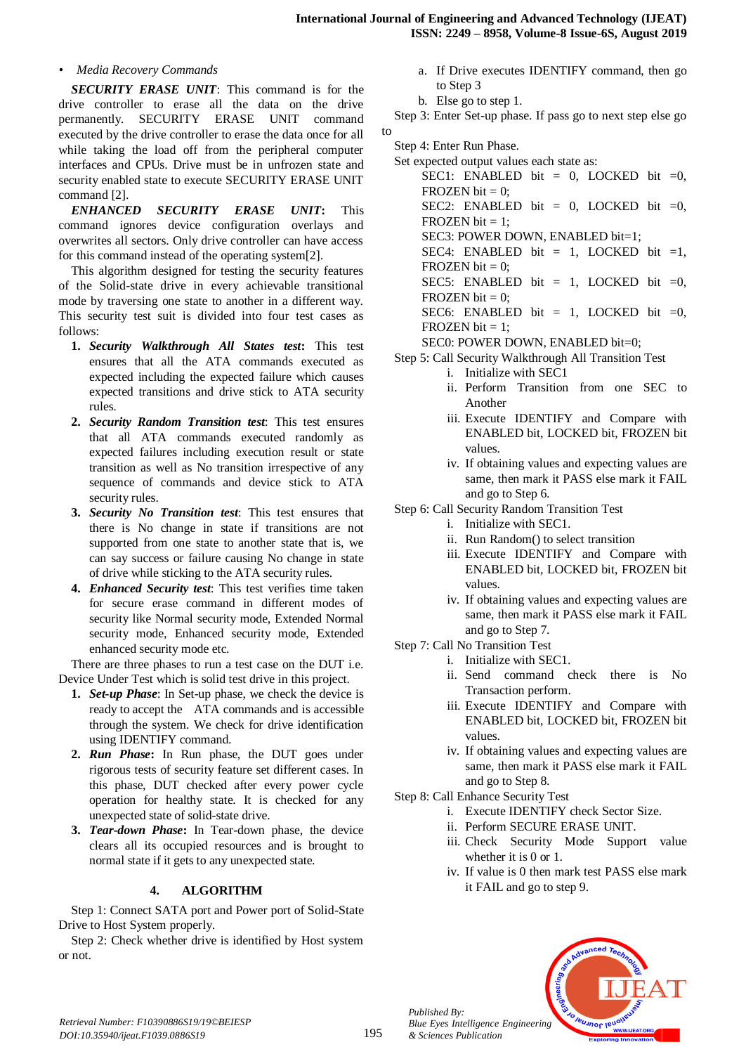- *Media Recovery Commands*

***SECURITY ERASE UNIT***: This command is for the drive controller to erase all the data on the drive permanently. SECURITY ERASE UNIT command executed by the drive controller to erase the data once for all while taking the load off from the peripheral computer interfaces and CPUs. Drive must be in unfrozen state and security enabled state to execute SECURITY ERASE UNIT command [2].

***ENHANCED SECURITY ERASE UNIT*:** This command ignores device configuration overlays and overwrites all sectors. Only drive controller can have access for this command instead of the operating system[2].

This algorithm designed for testing the security features of the Solid-state drive in every achievable transitional mode by traversing one state to another in a different way. This security test suit is divided into four test cases as follows:

1. ***Security Walkthrough All States test*:** This test ensures that all the ATA commands executed as expected including the expected failure which causes expected transitions and drive stick to ATA security rules.
2. ***Security Random Transition test***: This test ensures that all ATA commands executed randomly as expected failures including execution result or state transition as well as No transition irrespective of any sequence of commands and device stick to ATA security rules.
3. ***Security No Transition test***: This test ensures that there is No change in state if transitions are not supported from one state to another state that is, we can say success or failure causing No change in state of drive while sticking to the ATA security rules.
4. ***Enhanced Security test***: This test verifies time taken for secure erase command in different modes of security like Normal security mode, Extended Normal security mode, Enhanced security mode, Extended enhanced security mode etc.

There are three phases to run a test case on the DUT i.e. Device Under Test which is solid test drive in this project.

1. ***Set-up Phase***: In Set-up phase, we check the drive is ready to accept the ATA commands and is accessible through the system. We check for drive identification using IDENTIFY command.
2. ***Run Phase*:** In Run phase, the DUT goes under rigorous tests of security feature set different cases. In this phase, DUT checked after every power cycle operation for healthy state. It is checked for any unexpected state of solid-state drive.
3. ***Tear-down Phase*:** In Tear-down phase, the device clears all its occupied resources and is brought to normal state if it gets to any unexpected state.

## 4. ALGORITHM

Step 1: Connect SATA port and Power port of Solid-State Drive to Host System properly.

Step 2: Check whether drive is identified by Host system or not.

a. If Drive executes IDENTIFY command, then go to Step 3
b. Else go to step 1.

Step 3: Enter Set-up phase. If pass go to next step else go to

Step 4: Enter Run Phase.

Set expected output values each state as:

SEC1: ENABLED bit = 0, LOCKED bit =0, FROZEN bit = 0;
SEC2: ENABLED bit = 0, LOCKED bit =0, FROZEN bit = 1;
SEC3: POWER DOWN, ENABLED bit=1;
SEC4: ENABLED bit = 1, LOCKED bit =1, FROZEN bit = 0;
SEC5: ENABLED bit = 1, LOCKED bit =0, FROZEN bit = 0;
SEC6: ENABLED bit = 1, LOCKED bit =0, FROZEN bit = 1;
SEC0: POWER DOWN, ENABLED bit=0;

Step 5: Call Security Walkthrough All Transition Test

i. Initialize with SEC1
ii. Perform Transition from one SEC to Another
iii. Execute IDENTIFY and Compare with ENABLED bit, LOCKED bit, FROZEN bit values.
iv. If obtaining values and expecting values are same, then mark it PASS else mark it FAIL and go to Step 6.

Step 6: Call Security Random Transition Test

i. Initialize with SEC1.
ii. Run Random() to select transition
iii. Execute IDENTIFY and Compare with ENABLED bit, LOCKED bit, FROZEN bit values.
iv. If obtaining values and expecting values are same, then mark it PASS else mark it FAIL and go to Step 7.

Step 7: Call No Transition Test

i. Initialize with SEC1.
ii. Send command check there is No Transaction perform.
iii. Execute IDENTIFY and Compare with ENABLED bit, LOCKED bit, FROZEN bit values.
iv. If obtaining values and expecting values are same, then mark it PASS else mark it FAIL and go to Step 8.

Step 8: Call Enhance Security Test

i. Execute IDENTIFY check Sector Size.
ii. Perform SECURE ERASE UNIT.
iii. Check Security Mode Support value whether it is 0 or 1.
iv. If value is 0 then mark test PASS else mark it FAIL and go to step 9.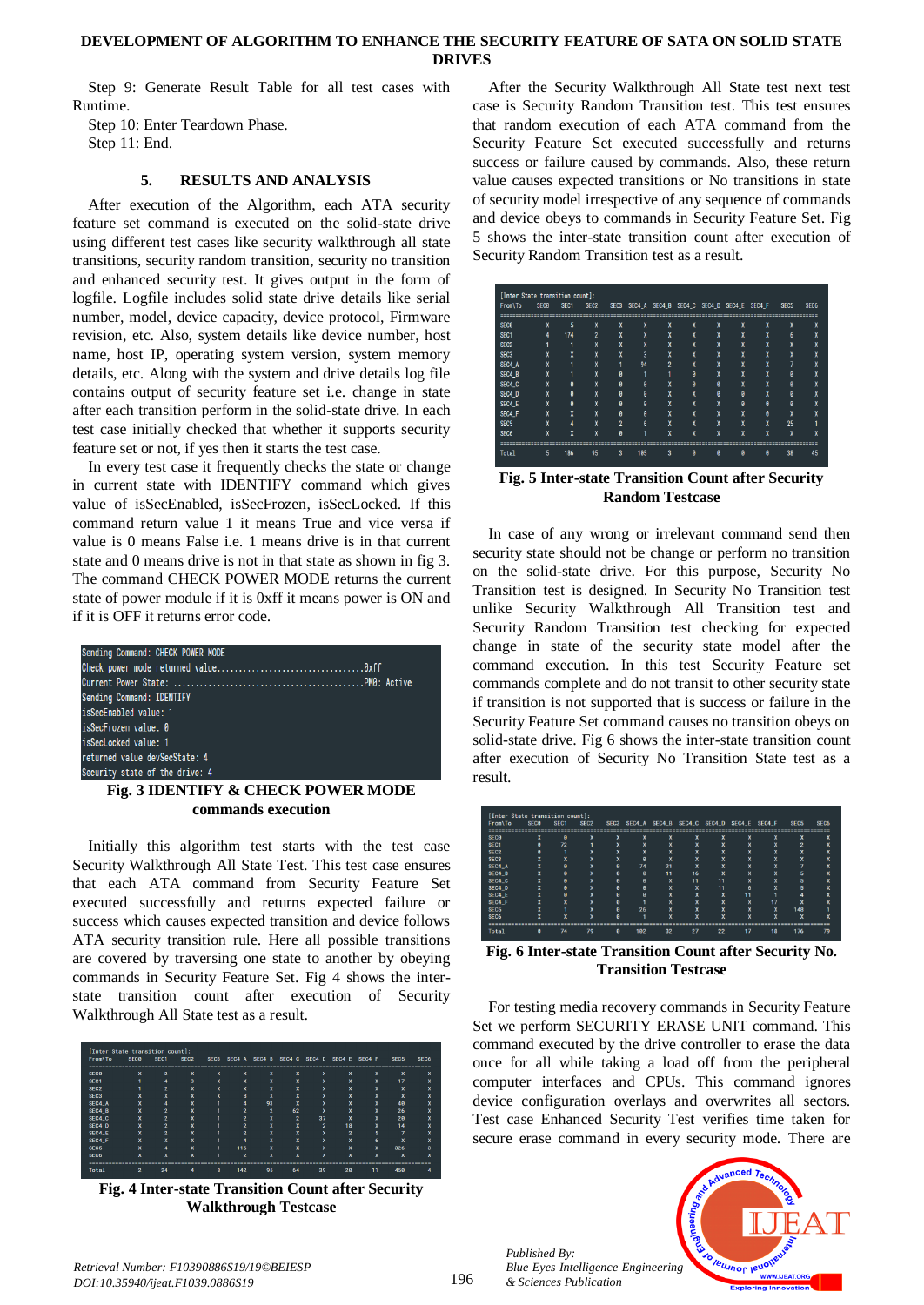Step 9: Generate Result Table for all test cases with Runtime.

Step 10: Enter Teardown Phase.

Step 11: End.

## 5. RESULTS AND ANALYSIS

After execution of the Algorithm, each ATA security feature set command is executed on the solid-state drive using different test cases like security walkthrough all state transitions, security random transition, security no transition and enhanced security test. It gives output in the form of logfile. Logfile includes solid state drive details like serial number, model, device capacity, device protocol, Firmware revision, etc. Also, system details like device number, host name, host IP, operating system version, system memory details, etc. Along with the system and drive details log file contains output of security feature set i.e. change in state after each transition perform in the solid-state drive. In each test case initially checked that whether it supports security feature set or not, if yes then it starts the test case.

In every test case it frequently checks the state or change in current state with IDENTIFY command which gives value of isSecEnabled, isSecFrozen, isSecLocked. If this command return value 1 it means True and vice versa if value is 0 means False i.e. 1 means drive is in that current state and 0 means drive is not in that state as shown in fig 3. The command CHECK POWER MODE returns the current state of power module if it is 0xff it means power is ON and if it is OFF it returns error code.

```
Sending Command: CHECK POWER MODE
Check power mode returned value.................................0xff
Current Power State: ...........................................PM0: Active
Sending Command: IDENTIFY
isSecEnabled value: 1
isSecFrozen value: 0
isSecLocked value: 1
returned value devSecState: 4
Security state of the drive: 4
```

**Fig. 3 IDENTIFY & CHECK POWER MODE commands execution**

Initially this algorithm test starts with the test case Security Walkthrough All State Test. This test case ensures that each ATA command from Security Feature Set executed successfully and returns expected failure or success which causes expected transition and device follows ATA security transition rule. Here all possible transitions are covered by traversing one state to another by obeying commands in Security Feature Set. Fig 4 shows the inter-state transition count after execution of Security Walkthrough All State test as a result.

[Inter State transition count]:

| From\To | SEC0 | SEC1 | SEC2 | SEC3 | SEC4_A | SEC4_B | SEC4_C | SEC4_D | SEC4_E | SEC4_F | SEC5 | SEC6 |
|---|---|---|---|---|---|---|---|---|---|---|---|---|
| SEC0 | X | 2 | X | X | X | X | X | X | X | X | X | X |
| SEC1 | 1 | 4 | 3 | X | X | X | X | X | X | X | 17 | X |
| SEC2 | 1 | 2 | 1 | X | X | X | X | X | X | X | X | X |
| SEC3 | X | 2 | X | 8 | X | X | X | X | X | X | X | X |
| SEC4_A | X | 2 | X | 1 | 4 | 93 | X | X | X | X | 40 | X |
| SEC4_B | X | 2 | X | 1 | 2 | 2 | 62 | X | X | X | 26 | X |
| SEC4_C | X | 2 | X | 1 | 2 | X | 2 | 37 | X | X | 20 | X |
| SEC4_D | X | 2 | X | 1 | 2 | X | X | 2 | 18 | X | 14 | X |
| SEC4_E | X | 2 | X | 1 | 2 | X | X | X | 2 | 5 | 7 | X |
| SEC4_F | X | 2 | X | 1 | 4 | X | X | X | X | 6 | X | X |
| SEC5 | X | 4 | X | 1 | 116 | X | X | X | X | X | 326 | 3 |
| SEC6 | X | X | X | 1 | 2 | X | X | X | X | X | X | 1 |
| Total | 2 | 24 | 4 | 8 | 142 | 95 | 64 | 39 | 20 | 11 | 450 | 4 |

**Fig. 4 Inter-state Transition Count after Security Walkthrough Testcase**

After the Security Walkthrough All State test next test case is Security Random Transition test. This test ensures that random execution of each ATA command from the Security Feature Set executed successfully and returns success or failure caused by commands. Also, these return value causes expected transitions or No transitions in state of security model irrespective of any sequence of commands and device obeys to commands in Security Feature Set. Fig 5 shows the inter-state transition count after execution of Security Random Transition test as a result.

[Inter State transition count]:

| From\To | SEC0 | SEC1 | SEC2 | SEC3 | SEC4_A | SEC4_B | SEC4_C | SEC4_D | SEC4_E | SEC4_F | SEC5 | SEC6 |
|---|---|---|---|---|---|---|---|---|---|---|---|---|
| SEC0 | X | 5 | X | X | X | X | X | X | X | X | X | X |
| SEC1 | 4 | 174 | 2 | X | X | X | X | X | X | X | 6 | X |
| SEC2 | 1 | 1 | X | X | X | X | X | X | X | X | X | X |
| SEC3 | X | X | X | X | 3 | X | X | X | X | X | X | X |
| SEC4_A | X | 1 | X | 1 | 84 | 2 | X | X | X | X | 7 | X |
| SEC4_B | X | 1 | X | 0 | 1 | 1 | 0 | X | X | X | 0 | X |
| SEC4_C | X | 0 | X | 0 | 0 | X | 0 | 0 | X | X | 0 | X |
| SEC4_D | X | 0 | X | 0 | 0 | X | X | 0 | 0 | X | 0 | X |
| SEC4_E | X | 0 | X | 0 | 0 | X | X | X | 0 | 0 | 0 | X |
| SEC4_F | X | X | X | 0 | 0 | X | X | X | X | 0 | X | X |
| SEC5 | X | 4 | X | 2 | 6 | X | X | X | X | X | 25 | 1 |
| SEC6 | X | X | X | 0 | 1 | X | X | X | X | X | X | X |
| Total | 5 | 186 | 95 | 3 | 105 | 3 | 0 | 0 | 0 | 0 | 38 | 45 |

**Fig. 5 Inter-state Transition Count after Security Random Testcase**

In case of any wrong or irrelevant command send then security state should not be change or perform no transition on the solid-state drive. For this purpose, Security No Transition test is designed. In Security No Transition test unlike Security Walkthrough All Transition test and Security Random Transition test checking for expected change in state of the security state model after the command execution. In this test Security Feature set commands complete and do not transit to other security state if transition is not supported that is success or failure in the Security Feature Set command causes no transition obeys on solid-state drive. Fig 6 shows the inter-state transition count after execution of Security No Transition State test as a result.

[Inter State transition count]:

| From\To | SEC0 | SEC1 | SEC2 | SEC3 | SEC4_A | SEC4_B | SEC4_C | SEC4_D | SEC4_E | SEC4_F | SEC5 | SEC6 |
|---|---|---|---|---|---|---|---|---|---|---|---|---|
| SEC0 | X | 0 | X | X | X | X | X | X | X | X | X | X |
| SEC1 | 0 | 72 | 1 | X | X | X | X | X | X | X | 2 | X |
| SEC2 | 0 | 1 | 0 | X | X | X | X | X | X | X | X | X |
| SEC3 | X | X | X | 0 | X | X | X | X | X | X | X | X |
| SEC4_A | X | 0 | X | 0 | 74 | 21 | X | X | X | X | 7 | X |
| SEC4_B | X | 0 | X | 0 | 0 | 11 | 16 | X | X | X | 5 | X |
| SEC4_C | X | 0 | X | 0 | 0 | X | 11 | 11 | X | X | 5 | X |
| SEC4_D | X | 0 | X | 0 | 0 | X | X | 11 | 6 | X | 5 | X |
| SEC4_E | X | 0 | X | 0 | 0 | X | X | X | 11 | 1 | 4 | X |
| SEC4_F | X | X | X | 0 | 0 | X | X | X | X | 17 | X | X |
| SEC5 | X | 1 | X | 0 | 26 | X | X | X | X | X | 148 | 1 |
| SEC6 | X | X | X | 0 | 1 | X | X | X | X | X | X | X |
| Total | 0 | 74 | 79 | 0 | 102 | 32 | 27 | 22 | 17 | 18 | 176 | 79 |

**Fig. 6 Inter-state Transition Count after Security No. Transition Testcase**

For testing media recovery commands in Security Feature Set we perform SECURITY ERASE UNIT command. This command executed by the drive controller to erase the data once for all while taking a load off from the peripheral computer interfaces and CPUs. This command ignores device configuration overlays and overwrites all sectors. Test case Enhanced Security Test verifies time taken for secure erase command in every security mode. There are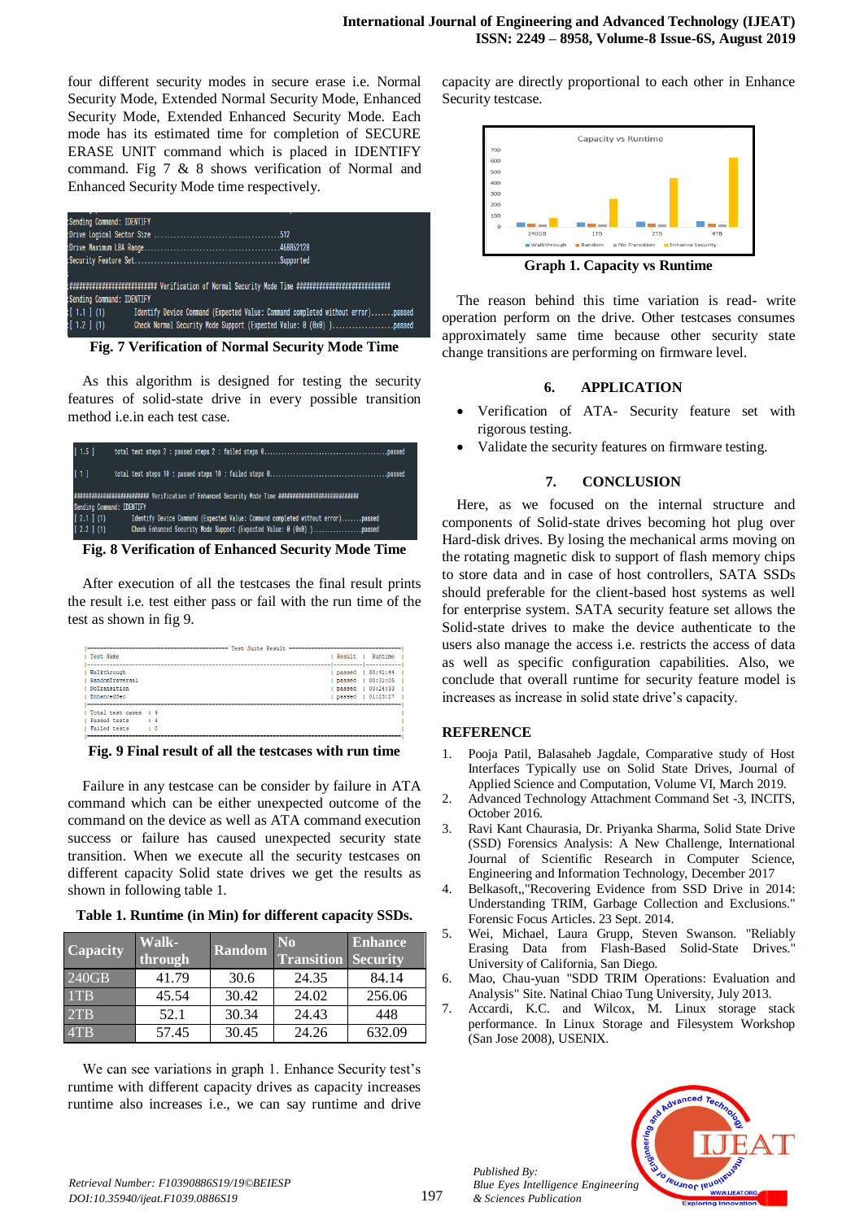four different security modes in secure erase i.e. Normal Security Mode, Extended Normal Security Mode, Enhanced Security Mode, Extended Enhanced Security Mode. Each mode has its estimated time for completion of SECURE ERASE UNIT command which is placed in IDENTIFY command. Fig 7 & 8 shows verification of Normal and Enhanced Security Mode time respectively.

```
Sending Command: IDENTIFY
Drive Logical Sector Size ......................................512
Drive Maximum LBA Range.........................................468862128
Security Feature Set............................................Supported

######################### Verification of Normal Security Mode Time ##########################
Sending Command: IDENTIFY
[ 1.1 ] (1)     Identify Device Command (Expected Value: Command completed without error).......passed
[ 1.2 ] (1)     Check Normal Security Mode Support (Expected Value: 0 (0x0) )...................passed
```

**Fig. 7 Verification of Normal Security Mode Time**

As this algorithm is designed for testing the security features of solid-state drive in every possible transition method i.e.in each test case.

```
[ 1.5 ]     total test steps 2 : passed steps 2 : failed steps 0.........................................passed

[ 1 ]       total test steps 10 : passed steps 10 : failed steps 0.......................................passed

####################### Verification of Enhanced Security Mode Time ########################
Sending Command: IDENTIFY
[ 2.1 ] (1)     Identify Device Command (Expected Value: Command completed without error).......passed
[ 2.2 ] (1)     Check Enhanced Security Mode Support (Expected Value: 0 (0x0) )................passed
```

**Fig. 8 Verification of Enhanced Security Mode Time**

After execution of all the testcases the final result prints the result i.e. test either pass or fail with the run time of the test as shown in fig 9.

```
|------------------------------------ Test Suite Result ------------------------------------|
| Test Name                                                        | Result  |  Runtime    |
|------------------------------------------------------------------------------------------|
| Walkthrough                                                      | passed  | 00:41:44    |
| RandomTraversal                                                  | passed  | 00:31:05    |
| NoTransition                                                     | passed  | 00:24:33    |
| EnhancedSec                                                      | passed  | 01:23:27    |
|                                                                                          |
| Total test cases  : 4                                                                    |
| Passed tests      : 4                                                                    |
| Failed tests      : 0                                                                    |
|------------------------------------------------------------------------------------------|
```

**Fig. 9 Final result of all the testcases with run time**

Failure in any testcase can be consider by failure in ATA command which can be either unexpected outcome of the command on the device as well as ATA command execution success or failure has caused unexpected security state transition. When we execute all the security testcases on different capacity Solid state drives we get the results as shown in following table 1.

**Table 1. Runtime (in Min) for different capacity SSDs.**

| Capacity | Walk-through | Random | No Transition | Enhance Security |
|---|---|---|---|---|
| 240GB | 41.79 | 30.6 | 24.35 | 84.14 |
| 1TB | 45.54 | 30.42 | 24.02 | 256.06 |
| 2TB | 52.1 | 30.34 | 24.43 | 448 |
| 4TB | 57.45 | 30.45 | 24.26 | 632.09 |

We can see variations in graph 1. Enhance Security test's runtime with different capacity drives as capacity increases runtime also increases i.e., we can say runtime and drive capacity are directly proportional to each other in Enhance Security testcase.

**Graph 1. Capacity vs Runtime**

The reason behind this time variation is read- write operation perform on the drive. Other testcases consumes approximately same time because other security state change transitions are performing on firmware level.

## 6. APPLICATION

- Verification of ATA- Security feature set with rigorous testing.
- Validate the security features on firmware testing.

## 7. CONCLUSION

Here, as we focused on the internal structure and components of Solid-state drives becoming hot plug over Hard-disk drives. By losing the mechanical arms moving on the rotating magnetic disk to support of flash memory chips to store data and in case of host controllers, SATA SSDs should preferable for the client-based host systems as well for enterprise system. SATA security feature set allows the Solid-state drives to make the device authenticate to the users also manage the access i.e. restricts the access of data as well as specific configuration capabilities. Also, we conclude that overall runtime for security feature model is increases as increase in solid state drive's capacity.

## REFERENCE

1. Pooja Patil, Balasaheb Jagdale, Comparative study of Host Interfaces Typically use on Solid State Drives, Journal of Applied Science and Computation, Volume VI, March 2019.
2. Advanced Technology Attachment Command Set -3, INCITS, October 2016.
3. Ravi Kant Chaurasia, Dr. Priyanka Sharma, Solid State Drive (SSD) Forensics Analysis: A New Challenge, International Journal of Scientific Research in Computer Science, Engineering and Information Technology, December 2017
4. Belkasoft,,"Recovering Evidence from SSD Drive in 2014: Understanding TRIM, Garbage Collection and Exclusions." Forensic Focus Articles. 23 Sept. 2014.
5. Wei, Michael, Laura Grupp, Steven Swanson. "Reliably Erasing Data from Flash-Based Solid-State Drives." University of California, San Diego.
6. Mao, Chau-yuan "SDD TRIM Operations: Evaluation and Analysis" Site. Natinal Chiao Tung University, July 2013.
7. Accardi, K.C. and Wilcox, M. Linux storage stack performance. In Linux Storage and Filesystem Workshop (San Jose 2008), USENIX.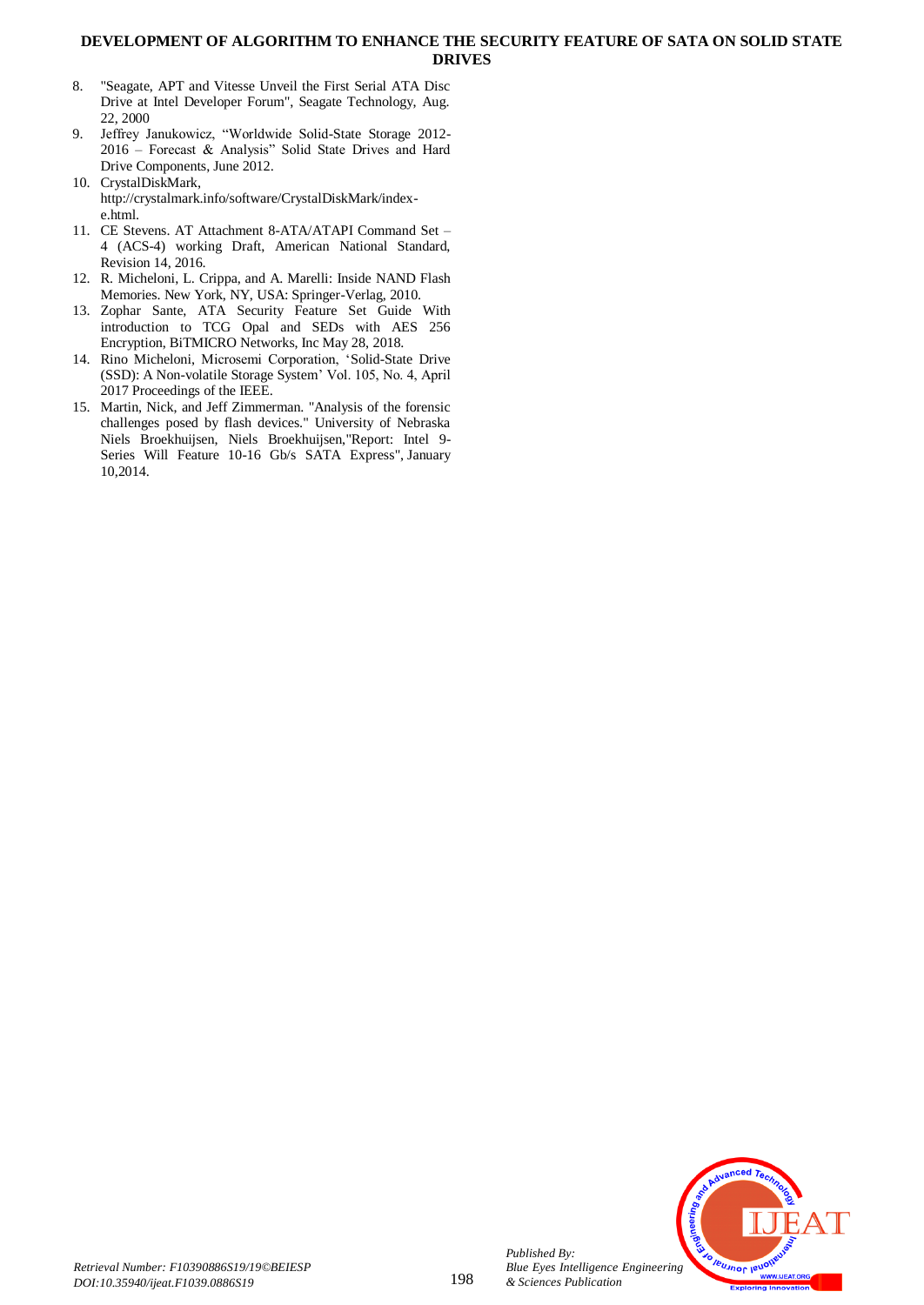8. "Seagate, APT and Vitesse Unveil the First Serial ATA Disc Drive at Intel Developer Forum", Seagate Technology, Aug. 22, 2000
9. Jeffrey Janukowicz, "Worldwide Solid-State Storage 2012-2016 – Forecast & Analysis" Solid State Drives and Hard Drive Components, June 2012.
10. CrystalDiskMark, http://crystalmark.info/software/CrystalDiskMark/index-e.html.
11. CE Stevens. AT Attachment 8-ATA/ATAPI Command Set – 4 (ACS-4) working Draft, American National Standard, Revision 14, 2016.
12. R. Micheloni, L. Crippa, and A. Marelli: Inside NAND Flash Memories. New York, NY, USA: Springer-Verlag, 2010.
13. Zophar Sante, ATA Security Feature Set Guide With introduction to TCG Opal and SEDs with AES 256 Encryption, BiTMICRO Networks, Inc May 28, 2018.
14. Rino Micheloni, Microsemi Corporation, 'Solid-State Drive (SSD): A Non-volatile Storage System' Vol. 105, No. 4, April 2017 Proceedings of the IEEE.
15. Martin, Nick, and Jeff Zimmerman. "Analysis of the forensic challenges posed by flash devices." University of Nebraska Niels Broekhuijsen, Niels Broekhuijsen,"Report: Intel 9-Series Will Feature 10-16 Gb/s SATA Express", January 10,2014.